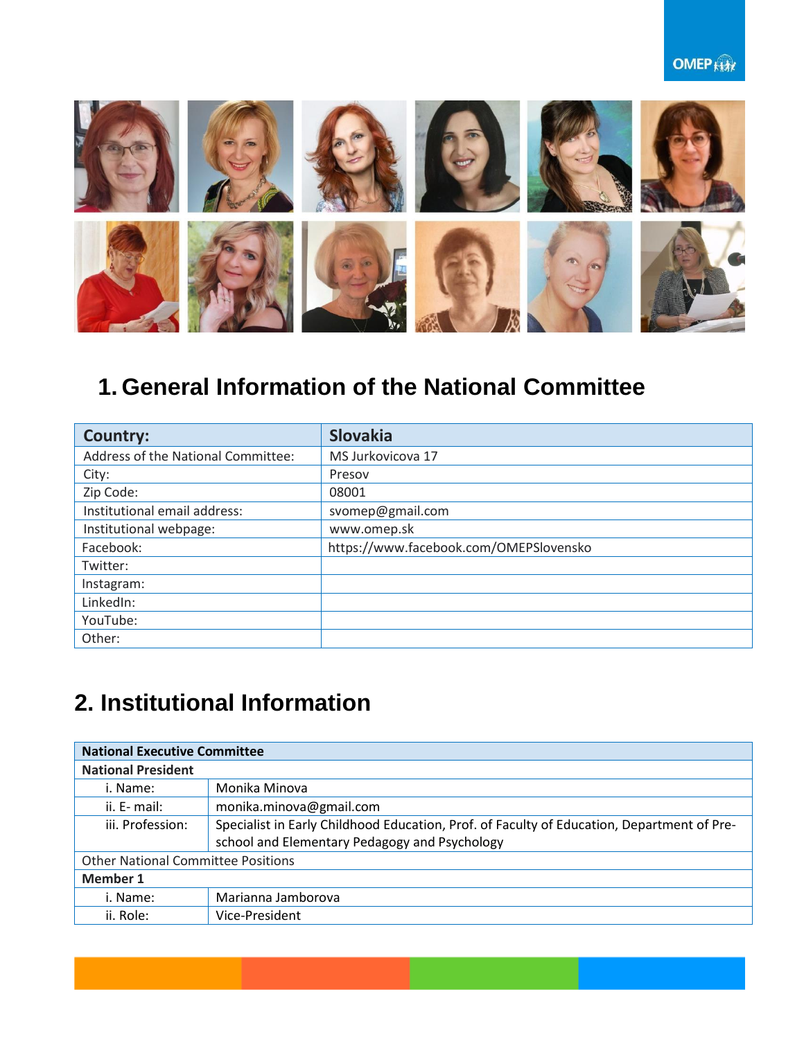## 1. General Information of the National Committee

| Country: | Slovakia |
|---|---|
| Address of the National Committee: | MS Jurkovicova 17 |
| City: | Presov |
| Zip Code: | 08001 |
| Institutional email address: | svomep@gmail.com |
| Institutional webpage: | www.omep.sk |
| Facebook: | https://www.facebook.com/OMEPSlovensko |
| Twitter: | |
| Instagram: | |
| LinkedIn: | |
| YouTube: | |
| Other: | |

## 2. Institutional Information

| National Executive Committee | |
|---|---|
| **National President** | |
| i. Name: | Monika Minova |
| ii. E- mail: | monika.minova@gmail.com |
| iii. Profession: | Specialist in Early Childhood Education, Prof. of Faculty of Education, Department of Pre-school and Elementary Pedagogy and Psychology |
| Other National Committee Positions | |
| **Member 1** | |
| i. Name: | Marianna Jamborova |
| ii. Role: | Vice-President |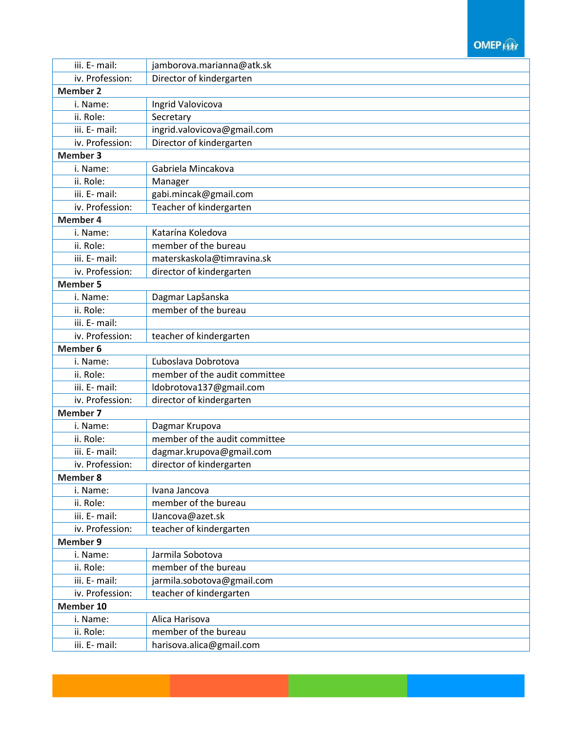| | |
|---|---|
| iii. E- mail: | jamborova.marianna@atk.sk |
| iv. Profession: | Director of kindergarten |
| **Member 2** | |
| i. Name: | Ingrid Valovicova |
| ii. Role: | Secretary |
| iii. E- mail: | ingrid.valovicova@gmail.com |
| iv. Profession: | Director of kindergarten |
| **Member 3** | |
| i. Name: | Gabriela Mincakova |
| ii. Role: | Manager |
| iii. E- mail: | gabi.mincak@gmail.com |
| iv. Profession: | Teacher of kindergarten |
| **Member 4** | |
| i. Name: | Katarína Koledova |
| ii. Role: | member of the bureau |
| iii. E- mail: | materskaskola@timravina.sk |
| iv. Profession: | director of kindergarten |
| **Member 5** | |
| i. Name: | Dagmar Lapšanska |
| ii. Role: | member of the bureau |
| iii. E- mail: | |
| iv. Profession: | teacher of kindergarten |
| **Member 6** | |
| i. Name: | Ľuboslava Dobrotova |
| ii. Role: | member of the audit committee |
| iii. E- mail: | ldobrotova137@gmail.com |
| iv. Profession: | director of kindergarten |
| **Member 7** | |
| i. Name: | Dagmar Krupova |
| ii. Role: | member of the audit committee |
| iii. E- mail: | dagmar.krupova@gmail.com |
| iv. Profession: | director of kindergarten |
| **Member 8** | |
| i. Name: | Ivana Jancova |
| ii. Role: | member of the bureau |
| iii. E- mail: | IJancova@azet.sk |
| iv. Profession: | teacher of kindergarten |
| **Member 9** | |
| i. Name: | Jarmila Sobotova |
| ii. Role: | member of the bureau |
| iii. E- mail: | jarmila.sobotova@gmail.com |
| iv. Profession: | teacher of kindergarten |
| **Member 10** | |
| i. Name: | Alica Harisova |
| ii. Role: | member of the bureau |
| iii. E- mail: | harisova.alica@gmail.com |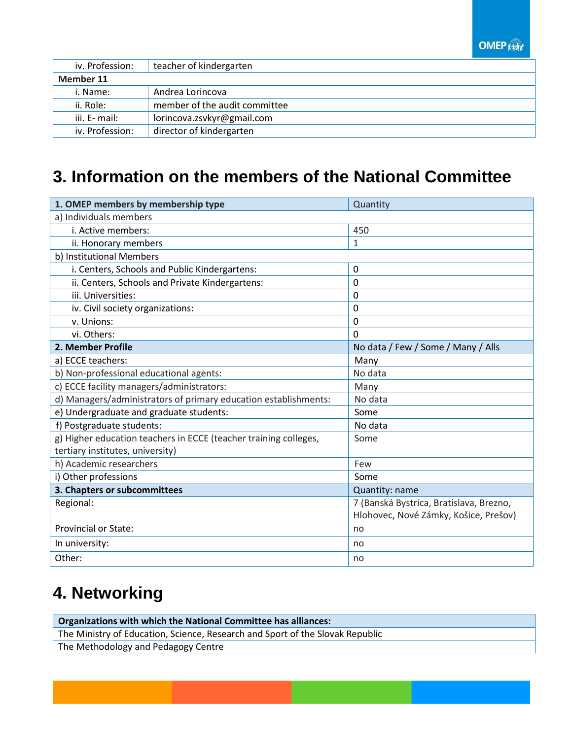| iv. Profession: | teacher of kindergarten |
|---|---|
| **Member 11** | |
| i. Name: | Andrea Lorincova |
| ii. Role: | member of the audit committee |
| iii. E- mail: | lorincova.zsvkyr@gmail.com |
| iv. Profession: | director of kindergarten |

# 3. Information on the members of the National Committee

| **1. OMEP members by membership type** | Quantity |
|---|---|
| a) Individuals members | |
| i. Active members: | 450 |
| ii. Honorary members | 1 |
| b) Institutional Members | |
| i. Centers, Schools and Public Kindergartens: | 0 |
| ii. Centers, Schools and Private Kindergartens: | 0 |
| iii. Universities: | 0 |
| iv. Civil society organizations: | 0 |
| v. Unions: | 0 |
| vi. Others: | 0 |
| **2. Member Profile** | No data / Few / Some / Many / Alls |
| a) ECCE teachers: | Many |
| b) Non-professional educational agents: | No data |
| c) ECCE facility managers/administrators: | Many |
| d) Managers/administrators of primary education establishments: | No data |
| e) Undergraduate and graduate students: | Some |
| f) Postgraduate students: | No data |
| g) Higher education teachers in ECCE (teacher training colleges, tertiary institutes, university) | Some |
| h) Academic researchers | Few |
| i) Other professions | Some |
| **3. Chapters or subcommittees** | Quantity: name |
| Regional: | 7 (Banská Bystrica, Bratislava, Brezno, Hlohovec, Nové Zámky, Košice, Prešov) |
| Provincial or State: | no |
| In university: | no |
| Other: | no |

# 4. Networking

| **Organizations with which the National Committee has alliances:** |
|---|
| The Ministry of Education, Science, Research and Sport of the Slovak Republic |
| The Methodology and Pedagogy Centre |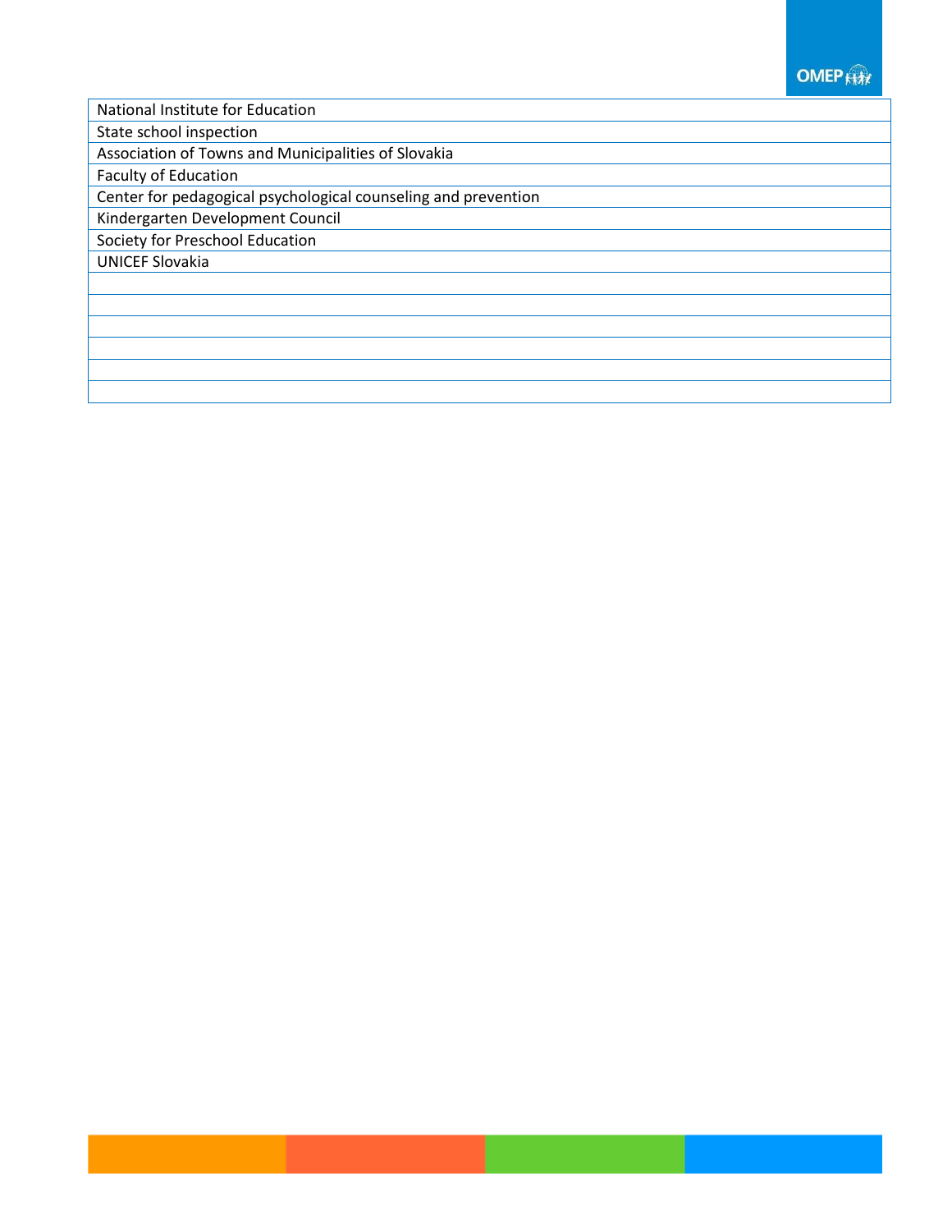| |
|---|
| National Institute for Education |
| State school inspection |
| Association of Towns and Municipalities of Slovakia |
| Faculty of Education |
| Center for pedagogical psychological counseling and prevention |
| Kindergarten Development Council |
| Society for Preschool Education |
| UNICEF Slovakia |
| |
| |
| |
| |
| |
| |